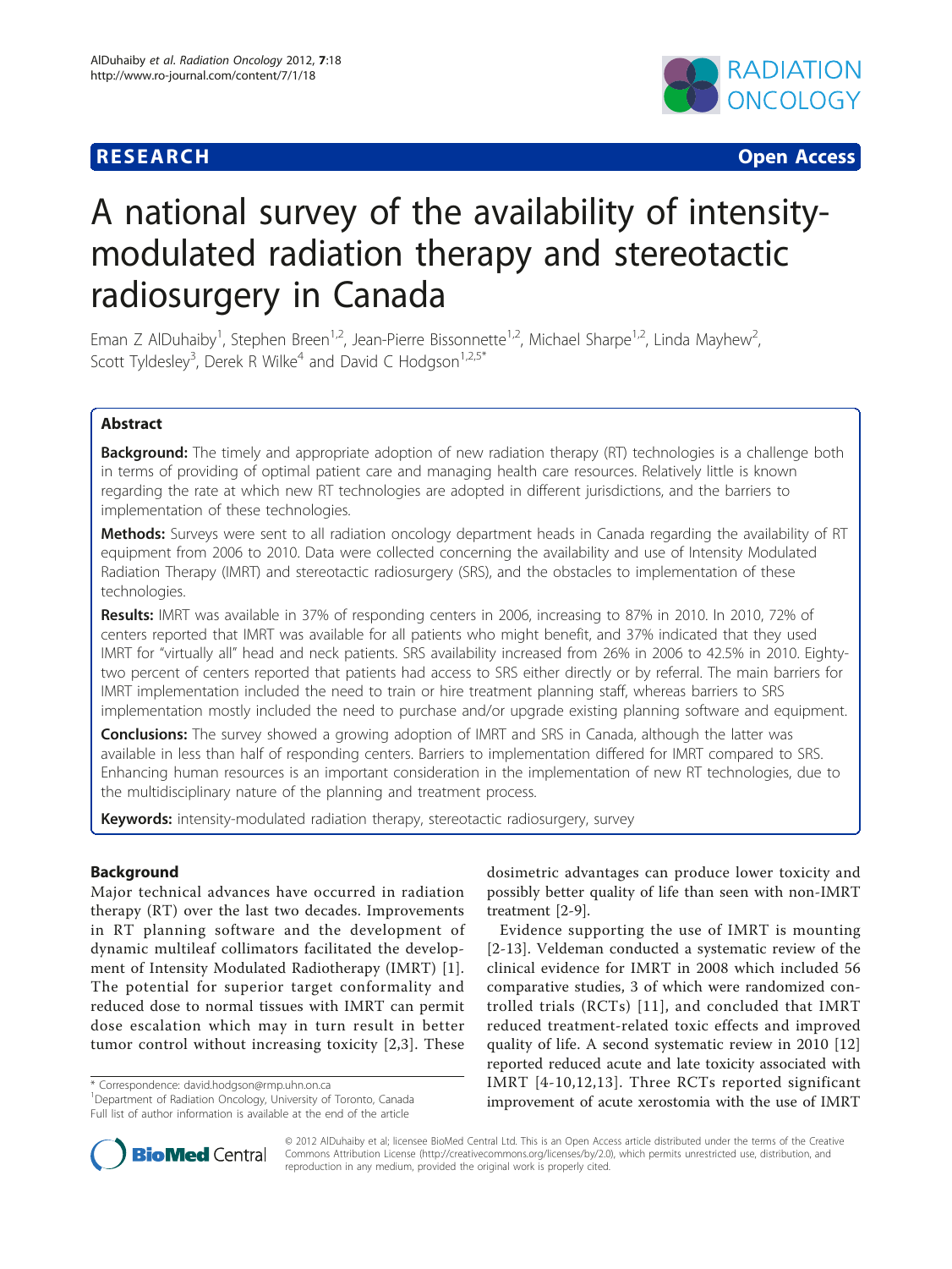**RESEARCH** **Open Access**

# A national survey of the availability of intensity-modulated radiation therapy and stereotactic radiosurgery in Canada

Eman Z AlDuhaiby[1], Stephen Breen[1,2], Jean-Pierre Bissonnette[1,2], Michael Sharpe[1,2], Linda Mayhew[2], Scott Tyldesley[3], Derek R Wilke[4] and David C Hodgson[1,2,5*]

## Abstract

**Background:** The timely and appropriate adoption of new radiation therapy (RT) technologies is a challenge both in terms of providing of optimal patient care and managing health care resources. Relatively little is known regarding the rate at which new RT technologies are adopted in different jurisdictions, and the barriers to implementation of these technologies.

**Methods:** Surveys were sent to all radiation oncology department heads in Canada regarding the availability of RT equipment from 2006 to 2010. Data were collected concerning the availability and use of Intensity Modulated Radiation Therapy (IMRT) and stereotactic radiosurgery (SRS), and the obstacles to implementation of these technologies.

**Results:** IMRT was available in 37% of responding centers in 2006, increasing to 87% in 2010. In 2010, 72% of centers reported that IMRT was available for all patients who might benefit, and 37% indicated that they used IMRT for "virtually all" head and neck patients. SRS availability increased from 26% in 2006 to 42.5% in 2010. Eighty-two percent of centers reported that patients had access to SRS either directly or by referral. The main barriers for IMRT implementation included the need to train or hire treatment planning staff, whereas barriers to SRS implementation mostly included the need to purchase and/or upgrade existing planning software and equipment.

**Conclusions:** The survey showed a growing adoption of IMRT and SRS in Canada, although the latter was available in less than half of responding centers. Barriers to implementation differed for IMRT compared to SRS. Enhancing human resources is an important consideration in the implementation of new RT technologies, due to the multidisciplinary nature of the planning and treatment process.

**Keywords:** intensity-modulated radiation therapy, stereotactic radiosurgery, survey

## Background

Major technical advances have occurred in radiation therapy (RT) over the last two decades. Improvements in RT planning software and the development of dynamic multileaf collimators facilitated the development of Intensity Modulated Radiotherapy (IMRT) [1]. The potential for superior target conformality and reduced dose to normal tissues with IMRT can permit dose escalation which may in turn result in better tumor control without increasing toxicity [2,3]. These dosimetric advantages can produce lower toxicity and possibly better quality of life than seen with non-IMRT treatment [2-9].

Evidence supporting the use of IMRT is mounting [2-13]. Veldeman conducted a systematic review of the clinical evidence for IMRT in 2008 which included 56 comparative studies, 3 of which were randomized controlled trials (RCTs) [11], and concluded that IMRT reduced treatment-related toxic effects and improved quality of life. A second systematic review in 2010 [12] reported reduced acute and late toxicity associated with IMRT [4-10,12,13]. Three RCTs reported significant improvement of acute xerostomia with the use of IMRT

\* Correspondence: david.hodgson@rmp.uhn.on.ca
[1]Department of Radiation Oncology, University of Toronto, Canada
Full list of author information is available at the end of the article

© 2012 AlDuhaiby et al; licensee BioMed Central Ltd. This is an Open Access article distributed under the terms of the Creative Commons Attribution License (http://creativecommons.org/licenses/by/2.0), which permits unrestricted use, distribution, and reproduction in any medium, provided the original work is properly cited.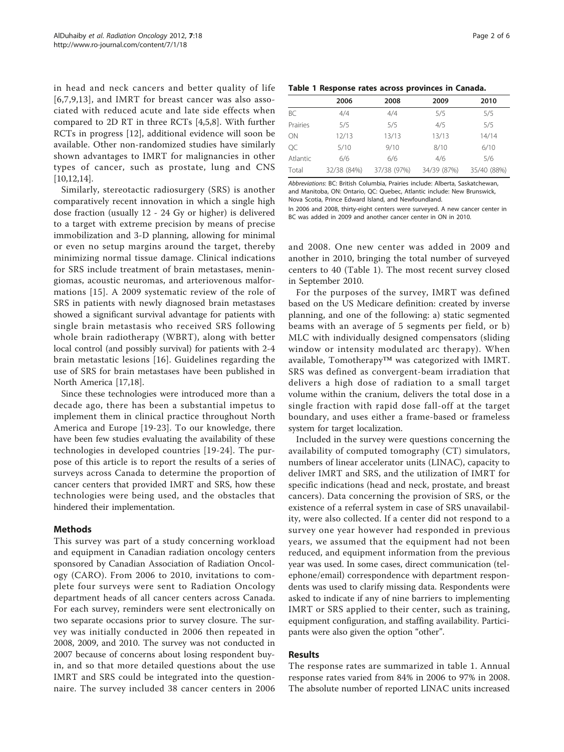in head and neck cancers and better quality of life [6,7,9,13], and IMRT for breast cancer was also associated with reduced acute and late side effects when compared to 2D RT in three RCTs [4,5,8]. With further RCTs in progress [12], additional evidence will soon be available. Other non-randomized studies have similarly shown advantages to IMRT for malignancies in other types of cancer, such as prostate, lung and CNS [10,12,14].

Similarly, stereotactic radiosurgery (SRS) is another comparatively recent innovation in which a single high dose fraction (usually 12 - 24 Gy or higher) is delivered to a target with extreme precision by means of precise immobilization and 3-D planning, allowing for minimal or even no setup margins around the target, thereby minimizing normal tissue damage. Clinical indications for SRS include treatment of brain metastases, meningiomas, acoustic neuromas, and arteriovenous malformations [15]. A 2009 systematic review of the role of SRS in patients with newly diagnosed brain metastases showed a significant survival advantage for patients with single brain metastasis who received SRS following whole brain radiotherapy (WBRT), along with better local control (and possibly survival) for patients with 2-4 brain metastatic lesions [16]. Guidelines regarding the use of SRS for brain metastases have been published in North America [17,18].

Since these technologies were introduced more than a decade ago, there has been a substantial impetus to implement them in clinical practice throughout North America and Europe [19-23]. To our knowledge, there have been few studies evaluating the availability of these technologies in developed countries [19-24]. The purpose of this article is to report the results of a series of surveys across Canada to determine the proportion of cancer centers that provided IMRT and SRS, how these technologies were being used, and the obstacles that hindered their implementation.

## Methods

This survey was part of a study concerning workload and equipment in Canadian radiation oncology centers sponsored by Canadian Association of Radiation Oncology (CARO). From 2006 to 2010, invitations to complete four surveys were sent to Radiation Oncology department heads of all cancer centers across Canada. For each survey, reminders were sent electronically on two separate occasions prior to survey closure. The survey was initially conducted in 2006 then repeated in 2008, 2009, and 2010. The survey was not conducted in 2007 because of concerns about losing respondent buy-in, and so that more detailed questions about the use IMRT and SRS could be integrated into the questionnaire. The survey included 38 cancer centers in 2006 and 2008. One new center was added in 2009 and another in 2010, bringing the total number of surveyed centers to 40 (Table 1). The most recent survey closed in September 2010.

**Table 1 Response rates across provinces in Canada.**

| | 2006 | 2008 | 2009 | 2010 |
|---|---|---|---|---|
| BC | 4/4 | 4/4 | 5/5 | 5/5 |
| Prairies | 5/5 | 5/5 | 4/5 | 5/5 |
| ON | 12/13 | 13/13 | 13/13 | 14/14 |
| QC | 5/10 | 9/10 | 8/10 | 6/10 |
| Atlantic | 6/6 | 6/6 | 4/6 | 5/6 |
| Total | 32/38 (84%) | 37/38 (97%) | 34/39 (87%) | 35/40 (88%) |

*Abbreviations*: BC: British Columbia, Prairies include: Alberta, Saskatchewan, and Manitoba, ON: Ontario, QC: Quebec, Atlantic include: New Brunswick, Nova Scotia, Prince Edward Island, and Newfoundland.

In 2006 and 2008, thirty-eight centers were surveyed. A new cancer center in BC was added in 2009 and another cancer center in ON in 2010.

For the purposes of the survey, IMRT was defined based on the US Medicare definition: created by inverse planning, and one of the following: a) static segmented beams with an average of 5 segments per field, or b) MLC with individually designed compensators (sliding window or intensity modulated arc therapy). When available, Tomotherapy™ was categorized with IMRT. SRS was defined as convergent-beam irradiation that delivers a high dose of radiation to a small target volume within the cranium, delivers the total dose in a single fraction with rapid dose fall-off at the target boundary, and uses either a frame-based or frameless system for target localization.

Included in the survey were questions concerning the availability of computed tomography (CT) simulators, numbers of linear accelerator units (LINAC), capacity to deliver IMRT and SRS, and the utilization of IMRT for specific indications (head and neck, prostate, and breast cancers). Data concerning the provision of SRS, or the existence of a referral system in case of SRS unavailability, were also collected. If a center did not respond to a survey one year however had responded in previous years, we assumed that the equipment had not been reduced, and equipment information from the previous year was used. In some cases, direct communication (telephone/email) correspondence with department respondents was used to clarify missing data. Respondents were asked to indicate if any of nine barriers to implementing IMRT or SRS applied to their center, such as training, equipment configuration, and staffing availability. Participants were also given the option "other".

## Results

The response rates are summarized in table 1. Annual response rates varied from 84% in 2006 to 97% in 2008. The absolute number of reported LINAC units increased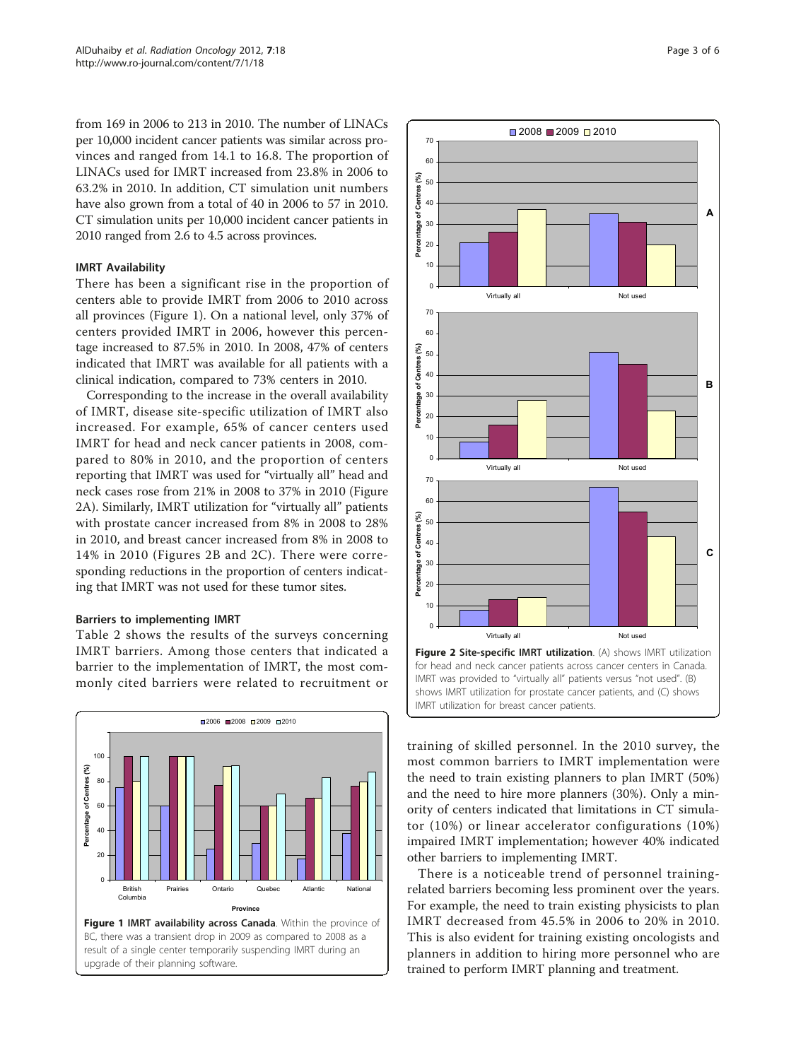from 169 in 2006 to 213 in 2010. The number of LINACs per 10,000 incident cancer patients was similar across provinces and ranged from 14.1 to 16.8. The proportion of LINACs used for IMRT increased from 23.8% in 2006 to 63.2% in 2010. In addition, CT simulation unit numbers have also grown from a total of 40 in 2006 to 57 in 2010. CT simulation units per 10,000 incident cancer patients in 2010 ranged from 2.6 to 4.5 across provinces.

### IMRT Availability

There has been a significant rise in the proportion of centers able to provide IMRT from 2006 to 2010 across all provinces (Figure 1). On a national level, only 37% of centers provided IMRT in 2006, however this percentage increased to 87.5% in 2010. In 2008, 47% of centers indicated that IMRT was available for all patients with a clinical indication, compared to 73% centers in 2010.

Corresponding to the increase in the overall availability of IMRT, disease site-specific utilization of IMRT also increased. For example, 65% of cancer centers used IMRT for head and neck cancer patients in 2008, compared to 80% in 2010, and the proportion of centers reporting that IMRT was used for "virtually all" head and neck cases rose from 21% in 2008 to 37% in 2010 (Figure 2A). Similarly, IMRT utilization for "virtually all" patients with prostate cancer increased from 8% in 2008 to 28% in 2010, and breast cancer increased from 8% in 2008 to 14% in 2010 (Figures 2B and 2C). There were corresponding reductions in the proportion of centers indicating that IMRT was not used for these tumor sites.

### Barriers to implementing IMRT

Table 2 shows the results of the surveys concerning IMRT barriers. Among those centers that indicated a barrier to the implementation of IMRT, the most commonly cited barriers were related to recruitment or training of skilled personnel. In the 2010 survey, the most common barriers to IMRT implementation were the need to train existing planners to plan IMRT (50%) and the need to hire more planners (30%). Only a minority of centers indicated that limitations in CT simulator (10%) or linear accelerator configurations (10%) impaired IMRT implementation; however 40% indicated other barriers to implementing IMRT.

There is a noticeable trend of personnel training-related barriers becoming less prominent over the years. For example, the need to train existing physicists to plan IMRT decreased from 45.5% in 2006 to 20% in 2010. This is also evident for training existing oncologists and planners in addition to hiring more personnel who are trained to perform IMRT planning and treatment.

**Figure 1 IMRT availability across Canada**. Within the province of BC, there was a transient drop in 2009 as compared to 2008 as a result of a single center temporarily suspending IMRT during an upgrade of their planning software.

**Figure 2 Site-specific IMRT utilization**. (A) shows IMRT utilization for head and neck cancer patients across cancer centers in Canada. IMRT was provided to "virtually all" patients versus "not used". (B) shows IMRT utilization for prostate cancer patients, and (C) shows IMRT utilization for breast cancer patients.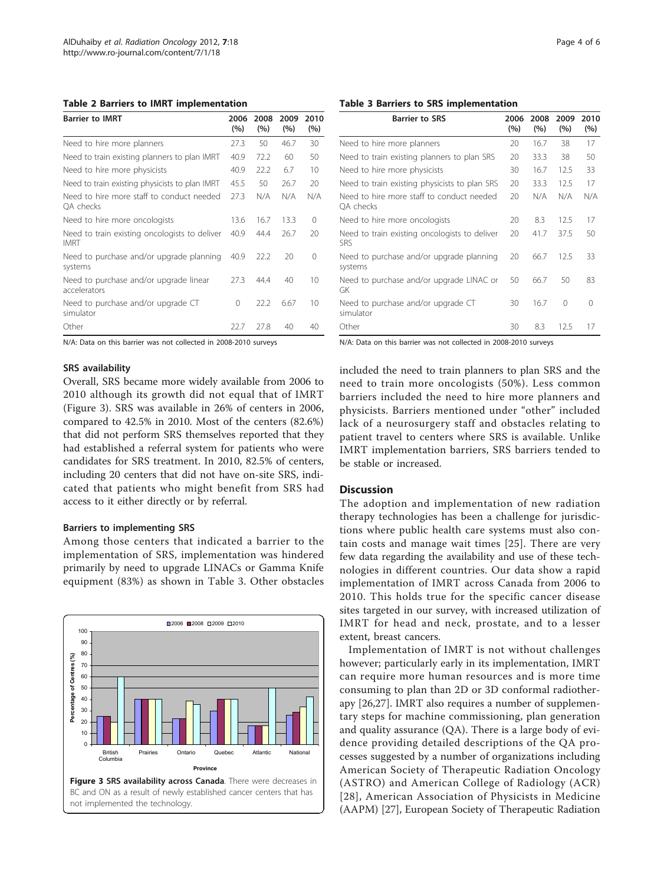**Table 2 Barriers to IMRT implementation**

| Barrier to IMRT | 2006 (%) | 2008 (%) | 2009 (%) | 2010 (%) |
|---|---|---|---|---|
| Need to hire more planners | 27.3 | 50 | 46.7 | 30 |
| Need to train existing planners to plan IMRT | 40.9 | 72.2 | 60 | 50 |
| Need to hire more physicists | 40.9 | 22.2 | 6.7 | 10 |
| Need to train existing physicists to plan IMRT | 45.5 | 50 | 26.7 | 20 |
| Need to hire more staff to conduct needed QA checks | 27.3 | N/A | N/A | N/A |
| Need to hire more oncologists | 13.6 | 16.7 | 13.3 | 0 |
| Need to train existing oncologists to deliver IMRT | 40.9 | 44.4 | 26.7 | 20 |
| Need to purchase and/or upgrade planning systems | 40.9 | 22.2 | 20 | 0 |
| Need to purchase and/or upgrade linear accelerators | 27.3 | 44.4 | 40 | 10 |
| Need to purchase and/or upgrade CT simulator | 0 | 22.2 | 6.67 | 10 |
| Other | 22.7 | 27.8 | 40 | 40 |

N/A: Data on this barrier was not collected in 2008-2010 surveys

### SRS availability

Overall, SRS became more widely available from 2006 to 2010 although its growth did not equal that of IMRT (Figure 3). SRS was available in 26% of centers in 2006, compared to 42.5% in 2010. Most of the centers (82.6%) that did not perform SRS themselves reported that they had established a referral system for patients who were candidates for SRS treatment. In 2010, 82.5% of centers, including 20 centers that did not have on-site SRS, indicated that patients who might benefit from SRS had access to it either directly or by referral.

### Barriers to implementing SRS

Among those centers that indicated a barrier to the implementation of SRS, implementation was hindered primarily by need to upgrade LINACs or Gamma Knife equipment (83%) as shown in Table 3. Other obstacles included the need to train planners to plan SRS and the need to train more oncologists (50%). Less common barriers included the need to hire more planners and physicists. Barriers mentioned under "other" included lack of a neurosurgery staff and obstacles relating to patient travel to centers where SRS is available. Unlike IMRT implementation barriers, SRS barriers tended to be stable or increased.

**Figure 3 SRS availability across Canada**. There were decreases in BC and ON as a result of newly established cancer centers that has not implemented the technology.

**Table 3 Barriers to SRS implementation**

| Barrier to SRS | 2006 (%) | 2008 (%) | 2009 (%) | 2010 (%) |
|---|---|---|---|---|
| Need to hire more planners | 20 | 16.7 | 38 | 17 |
| Need to train existing planners to plan SRS | 20 | 33.3 | 38 | 50 |
| Need to hire more physicists | 30 | 16.7 | 12.5 | 33 |
| Need to train existing physicists to plan SRS | 20 | 33.3 | 12.5 | 17 |
| Need to hire more staff to conduct needed QA checks | 20 | N/A | N/A | N/A |
| Need to hire more oncologists | 20 | 8.3 | 12.5 | 17 |
| Need to train existing oncologists to deliver SRS | 20 | 41.7 | 37.5 | 50 |
| Need to purchase and/or upgrade planning systems | 20 | 66.7 | 12.5 | 33 |
| Need to purchase and/or upgrade LINAC or GK | 50 | 66.7 | 50 | 83 |
| Need to purchase and/or upgrade CT simulator | 30 | 16.7 | 0 | 0 |
| Other | 30 | 8.3 | 12.5 | 17 |

N/A: Data on this barrier was not collected in 2008-2010 surveys

## Discussion

The adoption and implementation of new radiation therapy technologies has been a challenge for jurisdictions where public health care systems must also contain costs and manage wait times [25]. There are very few data regarding the availability and use of these technologies in different countries. Our data show a rapid implementation of IMRT across Canada from 2006 to 2010. This holds true for the specific cancer disease sites targeted in our survey, with increased utilization of IMRT for head and neck, prostate, and to a lesser extent, breast cancers.

Implementation of IMRT is not without challenges however; particularly early in its implementation, IMRT can require more human resources and is more time consuming to plan than 2D or 3D conformal radiotherapy [26,27]. IMRT also requires a number of supplementary steps for machine commissioning, plan generation and quality assurance (QA). There is a large body of evidence providing detailed descriptions of the QA processes suggested by a number of organizations including American Society of Therapeutic Radiation Oncology (ASTRO) and American College of Radiology (ACR) [28], American Association of Physicists in Medicine (AAPM) [27], European Society of Therapeutic Radiation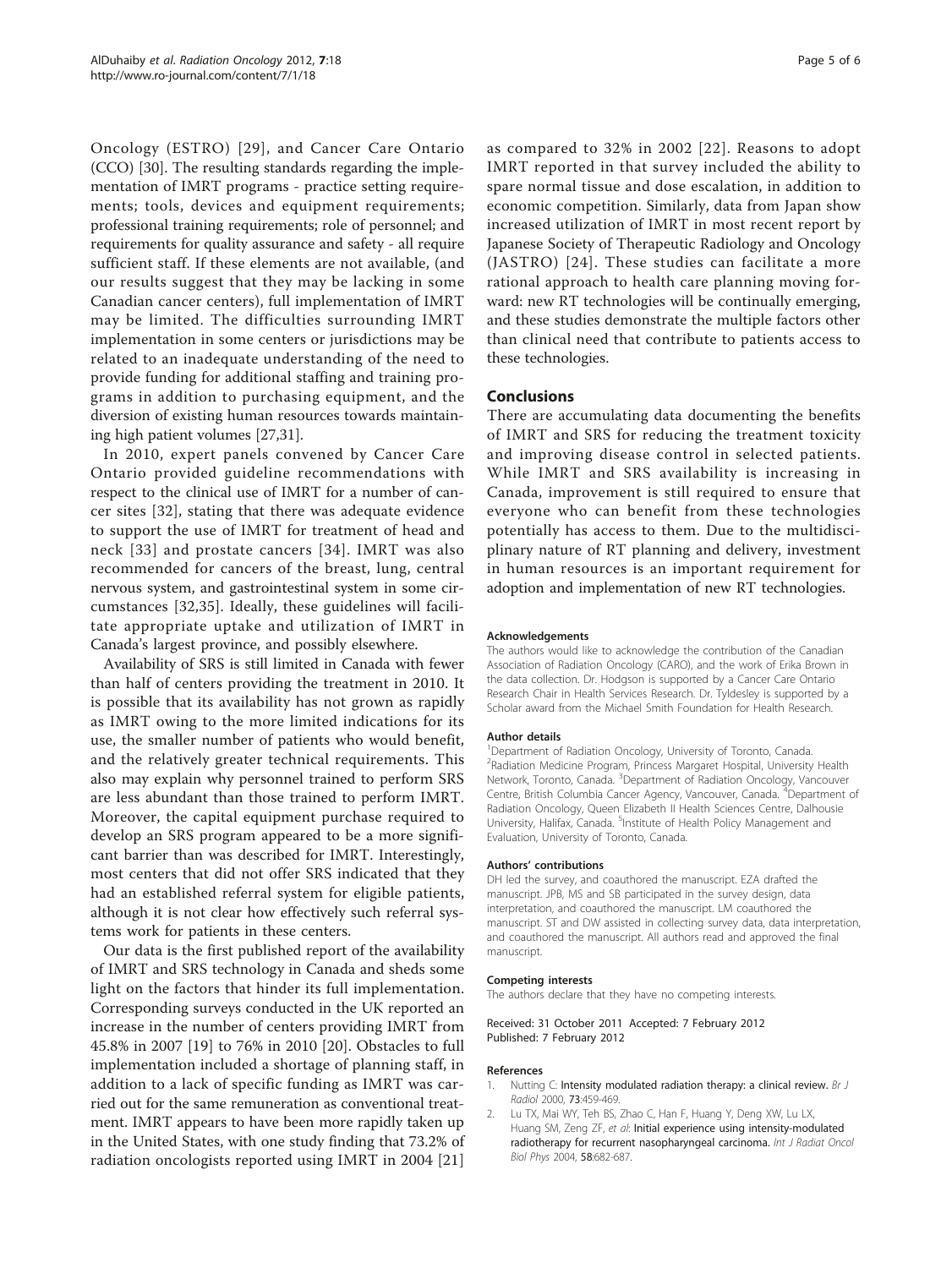Oncology (ESTRO) [29], and Cancer Care Ontario (CCO) [30]. The resulting standards regarding the implementation of IMRT programs - practice setting requirements; tools, devices and equipment requirements; professional training requirements; role of personnel; and requirements for quality assurance and safety - all require sufficient staff. If these elements are not available, (and our results suggest that they may be lacking in some Canadian cancer centers), full implementation of IMRT may be limited. The difficulties surrounding IMRT implementation in some centers or jurisdictions may be related to an inadequate understanding of the need to provide funding for additional staffing and training programs in addition to purchasing equipment, and the diversion of existing human resources towards maintaining high patient volumes [27,31].

In 2010, expert panels convened by Cancer Care Ontario provided guideline recommendations with respect to the clinical use of IMRT for a number of cancer sites [32], stating that there was adequate evidence to support the use of IMRT for treatment of head and neck [33] and prostate cancers [34]. IMRT was also recommended for cancers of the breast, lung, central nervous system, and gastrointestinal system in some circumstances [32,35]. Ideally, these guidelines will facilitate appropriate uptake and utilization of IMRT in Canada's largest province, and possibly elsewhere.

Availability of SRS is still limited in Canada with fewer than half of centers providing the treatment in 2010. It is possible that its availability has not grown as rapidly as IMRT owing to the more limited indications for its use, the smaller number of patients who would benefit, and the relatively greater technical requirements. This also may explain why personnel trained to perform SRS are less abundant than those trained to perform IMRT. Moreover, the capital equipment purchase required to develop an SRS program appeared to be a more significant barrier than was described for IMRT. Interestingly, most centers that did not offer SRS indicated that they had an established referral system for eligible patients, although it is not clear how effectively such referral systems work for patients in these centers.

Our data is the first published report of the availability of IMRT and SRS technology in Canada and sheds some light on the factors that hinder its full implementation. Corresponding surveys conducted in the UK reported an increase in the number of centers providing IMRT from 45.8% in 2007 [19] to 76% in 2010 [20]. Obstacles to full implementation included a shortage of planning staff, in addition to a lack of specific funding as IMRT was carried out for the same remuneration as conventional treatment. IMRT appears to have been more rapidly taken up in the United States, with one study finding that 73.2% of radiation oncologists reported using IMRT in 2004 [21] as compared to 32% in 2002 [22]. Reasons to adopt IMRT reported in that survey included the ability to spare normal tissue and dose escalation, in addition to economic competition. Similarly, data from Japan show increased utilization of IMRT in most recent report by Japanese Society of Therapeutic Radiology and Oncology (JASTRO) [24]. These studies can facilitate a more rational approach to health care planning moving forward: new RT technologies will be continually emerging, and these studies demonstrate the multiple factors other than clinical need that contribute to patients access to these technologies.

## Conclusions

There are accumulating data documenting the benefits of IMRT and SRS for reducing the treatment toxicity and improving disease control in selected patients. While IMRT and SRS availability is increasing in Canada, improvement is still required to ensure that everyone who can benefit from these technologies potentially has access to them. Due to the multidisciplinary nature of RT planning and delivery, investment in human resources is an important requirement for adoption and implementation of new RT technologies.

#### Acknowledgements

The authors would like to acknowledge the contribution of the Canadian Association of Radiation Oncology (CARO), and the work of Erika Brown in the data collection. Dr. Hodgson is supported by a Cancer Care Ontario Research Chair in Health Services Research. Dr. Tyldesley is supported by a Scholar award from the Michael Smith Foundation for Health Research.

#### Author details

[1]Department of Radiation Oncology, University of Toronto, Canada. [2]Radiation Medicine Program, Princess Margaret Hospital, University Health Network, Toronto, Canada. [3]Department of Radiation Oncology, Vancouver Centre, British Columbia Cancer Agency, Vancouver, Canada. [4]Department of Radiation Oncology, Queen Elizabeth II Health Sciences Centre, Dalhousie University, Halifax, Canada. [5]Institute of Health Policy Management and Evaluation, University of Toronto, Canada.

#### Authors' contributions

DH led the survey, and coauthored the manuscript. EZA drafted the manuscript. JPB, MS and SB participated in the survey design, data interpretation, and coauthored the manuscript. LM coauthored the manuscript. ST and DW assisted in collecting survey data, data interpretation, and coauthored the manuscript. All authors read and approved the final manuscript.

#### Competing interests

The authors declare that they have no competing interests.

Received: 31 October 2011 Accepted: 7 February 2012
Published: 7 February 2012

#### References

1. Nutting C: **Intensity modulated radiation therapy: a clinical review.** *Br J Radiol* 2000, **73**:459-469.
2. Lu TX, Mai WY, Teh BS, Zhao C, Han F, Huang Y, Deng XW, Lu LX, Huang SM, Zeng ZF, *et al*: **Initial experience using intensity-modulated radiotherapy for recurrent nasopharyngeal carcinoma.** *Int J Radiat Oncol Biol Phys* 2004, **58**:682-687.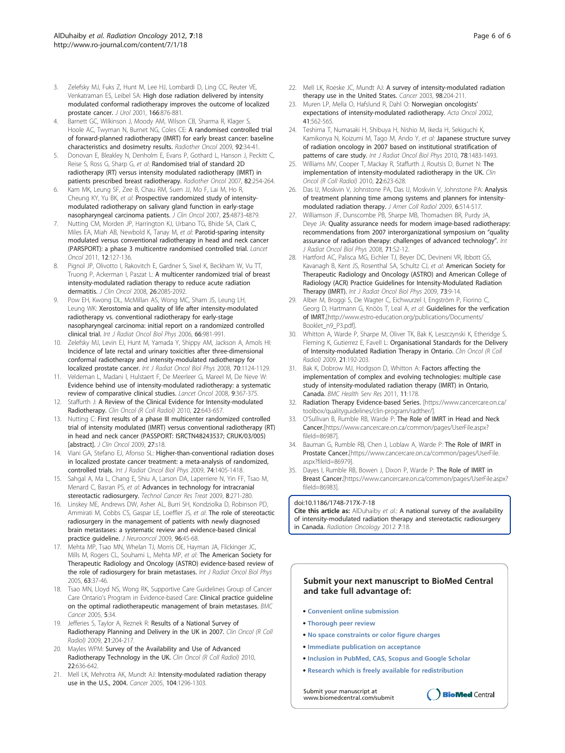3. Zelefsky MJ, Fuks Z, Hunt M, Lee HJ, Lombardi D, Ling CC, Reuter VE, Venkatraman ES, Leibel SA: **High dose radiation delivered by intensity modulated conformal radiotherapy improves the outcome of localized prostate cancer.** *J Urol* 2001, **166**:876-881.
4. Barnett GC, Wilkinson J, Moody AM, Wilson CB, Sharma R, Klager S, Hoole AC, Twyman N, Burnet NG, Coles CE: **A randomised controlled trial of forward-planned radiotherapy (IMRT) for early breast cancer: baseline characteristics and dosimetry results.** *Radiother Oncol* 2009, **92**:34-41.
5. Donovan E, Bleakley N, Denholm E, Evans P, Gothard L, Hanson J, Peckitt C, Reise S, Ross G, Sharp G, *et al*: **Randomised trial of standard 2D radiotherapy (RT) versus intensity modulated radiotherapy (IMRT) in patients prescribed breast radiotherapy.** *Radiother Oncol* 2007, **82**:254-264.
6. Kam MK, Leung SF, Zee B, Chau RM, Suen JJ, Mo F, Lai M, Ho R, Cheung KY, Yu BK, *et al*: **Prospective randomized study of intensity-modulated radiotherapy on salivary gland function in early-stage nasopharyngeal carcinoma patients.** *J Clin Oncol* 2007, **25**:4873-4879.
7. Nutting CM, Morden JP, Harrington KJ, Urbano TG, Bhide SA, Clark C, Miles EA, Miah AB, Newbold K, Tanay M, *et al*: **Parotid-sparing intensity modulated versus conventional radiotherapy in head and neck cancer (PARSPORT): a phase 3 multicentre randomised controlled trial.** *Lancet Oncol* 2011, **12**:127-136.
8. Pignol JP, Olivotto I, Rakovitch E, Gardner S, Sixel K, Beckham W, Vu TT, Truong P, Ackerman I, Paszat L: **A multicenter randomized trial of breast intensity-modulated radiation therapy to reduce acute radiation dermatitis.** *J Clin Oncol* 2008, **26**:2085-2092.
9. Pow EH, Kwong DL, McMillan AS, Wong MC, Sham JS, Leung LH, Leung WK: **Xerostomia and quality of life after intensity-modulated radiotherapy vs. conventional radiotherapy for early-stage nasopharyngeal carcinoma: initial report on a randomized controlled clinical trial.** *Int J Radiat Oncol Biol Phys* 2006, **66**:981-991.
10. Zelefsky MJ, Levin EJ, Hunt M, Yamada Y, Shippy AM, Jackson A, Amols HI: **Incidence of late rectal and urinary toxicities after three-dimensional conformal radiotherapy and intensity-modulated radiotherapy for localized prostate cancer.** *Int J Radiat Oncol Biol Phys* 2008, **70**:1124-1129.
11. Veldeman L, Madani I, Hulstaert F, De Meerleer G, Mareel M, De Neve W: **Evidence behind use of intensity-modulated radiotherapy: a systematic review of comparative clinical studies.** *Lancet Oncol* 2008, **9**:367-375.
12. Staffurth J: **A Review of the Clinical Evidence for Intensity-modulated Radiotherapy.** *Clin Oncol (R Coll Radiol)* 2010, **22**:643-657.
13. Nutting C: **First results of a phase III multicenter randomized controlled trial of intensity modulated (IMRT) versus conventional radiotherapy (RT) in head and neck cancer (PASSPORT: ISRCTN48243537; CRUK/03/005) [abstract].** *J Clin Oncol* 2009, **27**:s18.
14. Viani GA, Stefano EJ, Afonso SL: **Higher-than-conventional radiation doses in localized prostate cancer treatment: a meta-analysis of randomized, controlled trials.** *Int J Radiat Oncol Biol Phys* 2009, **74**:1405-1418.
15. Sahgal A, Ma L, Chang E, Shiu A, Larson DA, Laperriere N, Yin FF, Tsao M, Menard C, Basran PS, *et al*: **Advances in technology for intracranial stereotactic radiosurgery.** *Technol Cancer Res Treat* 2009, **8**:271-280.
16. Linskey ME, Andrews DW, Asher AL, Burri SH, Kondziolka D, Robinson PD, Ammirati M, Cobbs CS, Gaspar LE, Loeffler JS, *et al*: **The role of stereotactic radiosurgery in the management of patients with newly diagnosed brain metastases: a systematic review and evidence-based clinical practice guideline.** *J Neurooncol* 2009, **96**:45-68.
17. Mehta MP, Tsao MN, Whelan TJ, Morris DE, Hayman JA, Flickinger JC, Mills M, Rogers CL, Souhami L, Mehta MP, *et al*: **The American Society for Therapeutic Radiology and Oncology (ASTRO) evidence-based review of the role of radiosurgery for brain metastases.** *Int J Radiat Oncol Biol Phys* 2005, **63**:37-46.
18. Tsao MN, Lloyd NS, Wong RK, Supportive Care Guidelines Group of Cancer Care Ontario's Program in Evidence-based Care: **Clinical practice guideline on the optimal radiotherapeutic management of brain metastases.** *BMC Cancer* 2005, **5**:34.
19. Jefferies S, Taylor A, Reznek R: **Results of a National Survey of Radiotherapy Planning and Delivery in the UK in 2007.** *Clin Oncol (R Coll Radiol)* 2009, **21**:204-217.
20. Mayles WPM: **Survey of the Availability and Use of Advanced Radiotherapy Technology in the UK.** *Clin Oncol (R Coll Radiol)* 2010, **22**:636-642.
21. Mell LK, Mehrotra AK, Mundt AJ: **Intensity-modulated radiation therapy use in the U.S., 2004.** *Cancer* 2005, **104**:1296-1303.
22. Mell LK, Roeske JC, Mundt AJ: **A survey of intensity-modulated radiation therapy use in the United States.** *Cancer* 2003, **98**:204-211.
23. Muren LP, Mella O, Hafslund R, Dahl O: **Norwegian oncologists' expectations of intensity-modulated radiotherapy.** *Acta Oncol* 2002, **41**:562-565.
24. Teshima T, Numasaki H, Shibuya H, Nishio M, Ikeda H, Sekiguchi K, Kamikonya N, Koizumi M, Tago M, Ando Y, *et al*: **Japanese structure survey of radiation oncology in 2007 based on institutional stratification of patterns of care study.** *Int J Radiat Oncol Biol Phys* 2010, **78**:1483-1493.
25. Williams MV, Cooper T, Mackay R, Staffurth J, Routsis D, Burnet N: **The implementation of intensity-modulated radiotherapy in the UK.** *Clin Oncol (R Coll Radiol)* 2010, **22**:623-628.
26. Das IJ, Moskvin V, Johnstone PA, Das IJ, Moskvin V, Johnstone PA: **Analysis of treatment planning time among systems and planners for intensity-modulated radiation therapy.** *J Amer Coll Radiol* 2009, **6**:514-517.
27. Williamson JF, Dunscombe PB, Sharpe MB, Thomadsen BR, Purdy JA, Deye JA: **Quality assurance needs for modern image-based radiotherapy: recommendations from 2007 interorganizational symposium on "quality assurance of radiation therapy: challenges of advanced technology".** *Int J Radiat Oncol Biol Phys* 2008, **71**:S2-12.
28. Hartford AC, Palisca MG, Eichler TJ, Beyer DC, Devineni VR, Ibbott GS, Kavanagh B, Kent JS, Rosenthal SA, Schultz CJ, *et al*: **American Society for Therapeutic Radiology and Oncology (ASTRO) and American College of Radiology (ACR) Practice Guidelines for Intensity-Modulated Radiation Therapy (IMRT).** *Int J Radiat Oncol Biol Phys* 2009, **73**:9-14.
29. Alber M, Broggi S, De Wagter C, Eichwurzel I, Engström P, Fiorino C, Georg D, Hartmann G, Knöös T, Leal A, *et al*: **Guidelines for the verfication of IMRT.**[http://www.estro-education.org/publications/Documents/Booklet_n9_P3.pdf].
30. Whitton A, Warde P, Sharpe M, Oliver TK, Bak K, Leszczynski K, Etheridge S, Fleming K, Gutierrez E, Favell L: **Organisational Standards for the Delivery of Intensity-modulated Radiation Therapy in Ontario.** *Clin Oncol (R Coll Radiol)* 2009, **21**:192-203.
31. Bak K, Dobrow MJ, Hodgson D, Whitton A: **Factors affecting the implementation of complex and evolving technologies: multiple case study of intensity-modulated radiation therapy (IMRT) in Ontario, Canada.** *BMC Health Serv Res* 2011, **11**:178.
32. **Radiation Therapy Evidence-based Series.** [https://www.cancercare.on.ca/toolbox/qualityguidelines/clin-program/radther/].
33. O'Sullivan B, Rumble RB, Warde P: **The Role of IMRT in Head and Neck Cancer.**[https://www.cancercare.on.ca/common/pages/UserFile.aspx?fileId=86987].
34. Bauman G, Rumble RB, Chen J, Loblaw A, Warde P: **The Role of IMRT in Prostate Cancer.**[https://www.cancercare.on.ca/common/pages/UserFile.aspx?fileId=86979].
35. Dayes I, Rumble RB, Bowen J, Dixon P, Warde P: **The Role of IMRT in Breast Cancer.**[https://www.cancercare.on.ca/common/pages/UserFile.aspx?fileId=86983].

doi:10.1186/1748-717X-7-18

**Cite this article as:** AlDuhaiby *et al.*: A national survey of the availability of intensity-modulated radiation therapy and stereotactic radiosurgery in Canada. *Radiation Oncology* 2012 7:18.

**Submit your next manuscript to BioMed Central and take full advantage of:**

- **Convenient online submission**
- **Thorough peer review**
- **No space constraints or color figure charges**
- **Immediate publication on acceptance**
- **Inclusion in PubMed, CAS, Scopus and Google Scholar**
- **Research which is freely available for redistribution**

Submit your manuscript at www.biomedcentral.com/submit